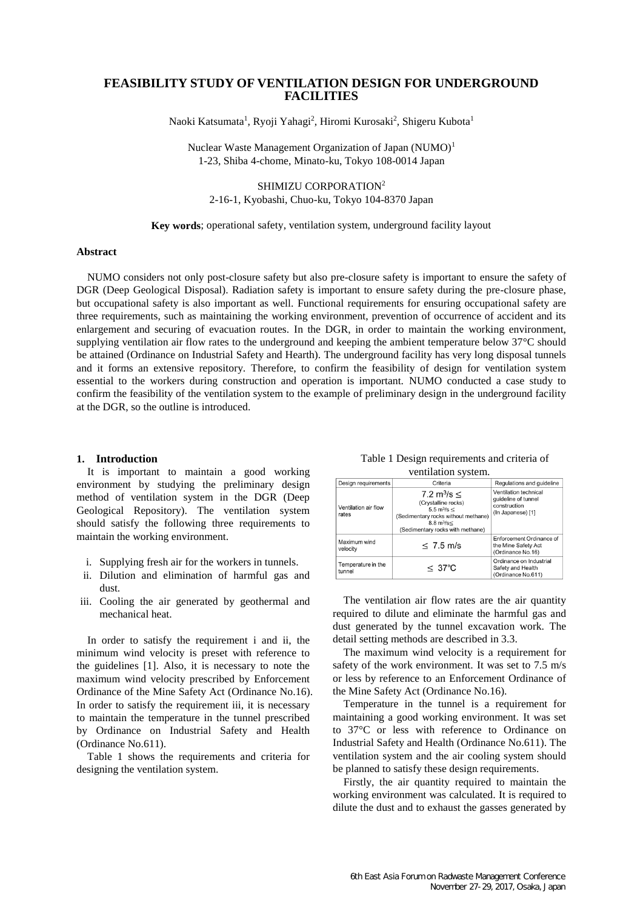# FEASIBILITY STUDY OF VENTILATION DESIGN FOR UNDERGROUND FACILITIES

Naoki Katsumata[1], Ryoji Yahagi[2], Hiromi Kurosaki[2], Shigeru Kubota[1]

Nuclear Waste Management Organization of Japan (NUMO)[1]
1-23, Shiba 4-chome, Minato-ku, Tokyo 108-0014 Japan

SHIMIZU CORPORATION[2]
2-16-1, Kyobashi, Chuo-ku, Tokyo 104-8370 Japan

**Key words**; operational safety, ventilation system, underground facility layout

### Abstract

NUMO considers not only post-closure safety but also pre-closure safety is important to ensure the safety of DGR (Deep Geological Disposal). Radiation safety is important to ensure safety during the pre-closure phase, but occupational safety is also important as well. Functional requirements for ensuring occupational safety are three requirements, such as maintaining the working environment, prevention of occurrence of accident and its enlargement and securing of evacuation routes. In the DGR, in order to maintain the working environment, supplying ventilation air flow rates to the underground and keeping the ambient temperature below 37°C should be attained (Ordinance on Industrial Safety and Hearth). The underground facility has very long disposal tunnels and it forms an extensive repository. Therefore, to confirm the feasibility of design for ventilation system essential to the workers during construction and operation is important. NUMO conducted a case study to confirm the feasibility of the ventilation system to the example of preliminary design in the underground facility at the DGR, so the outline is introduced.

## 1. Introduction

It is important to maintain a good working environment by studying the preliminary design method of ventilation system in the DGR (Deep Geological Repository). The ventilation system should satisfy the following three requirements to maintain the working environment.

i. Supplying fresh air for the workers in tunnels.
ii. Dilution and elimination of harmful gas and dust.
iii. Cooling the air generated by geothermal and mechanical heat.

In order to satisfy the requirement i and ii, the minimum wind velocity is preset with reference to the guidelines [1]. Also, it is necessary to note the maximum wind velocity prescribed by Enforcement Ordinance of the Mine Safety Act (Ordinance No.16). In order to satisfy the requirement iii, it is necessary to maintain the temperature in the tunnel prescribed by Ordinance on Industrial Safety and Health (Ordinance No.611).

Table 1 shows the requirements and criteria for designing the ventilation system.

Table 1 Design requirements and criteria of ventilation system.

| Design requirements | Criteria | Regulations and guideline |
|---|---|---|
| Ventilation air flow rates | $7.2\ m^3/s \leq$ (Crystalline rocks)<br>$5.5\ m^3/s \leq$ (Sedimentary rocks without methane)<br>$8.8\ m^3/s \leq$ (Sedimentary rocks with methane) | Ventilation technical guideline of tunnel construction (In Japanese) [1] |
| Maximum wind velocity | $\leq$ 7.5 m/s | Enforcement Ordinance of the Mine Safety Act (Ordinance No.16) |
| Temperature in the tunnel | $\leq$ 37°C | Ordinance on Industrial Safety and Health (Ordinance No.611) |

The ventilation air flow rates are the air quantity required to dilute and eliminate the harmful gas and dust generated by the tunnel excavation work. The detail setting methods are described in 3.3.

The maximum wind velocity is a requirement for safety of the work environment. It was set to 7.5 m/s or less by reference to an Enforcement Ordinance of the Mine Safety Act (Ordinance No.16).

Temperature in the tunnel is a requirement for maintaining a good working environment. It was set to 37°C or less with reference to Ordinance on Industrial Safety and Health (Ordinance No.611). The ventilation system and the air cooling system should be planned to satisfy these design requirements.

Firstly, the air quantity required to maintain the working environment was calculated. It is required to dilute the dust and to exhaust the gasses generated by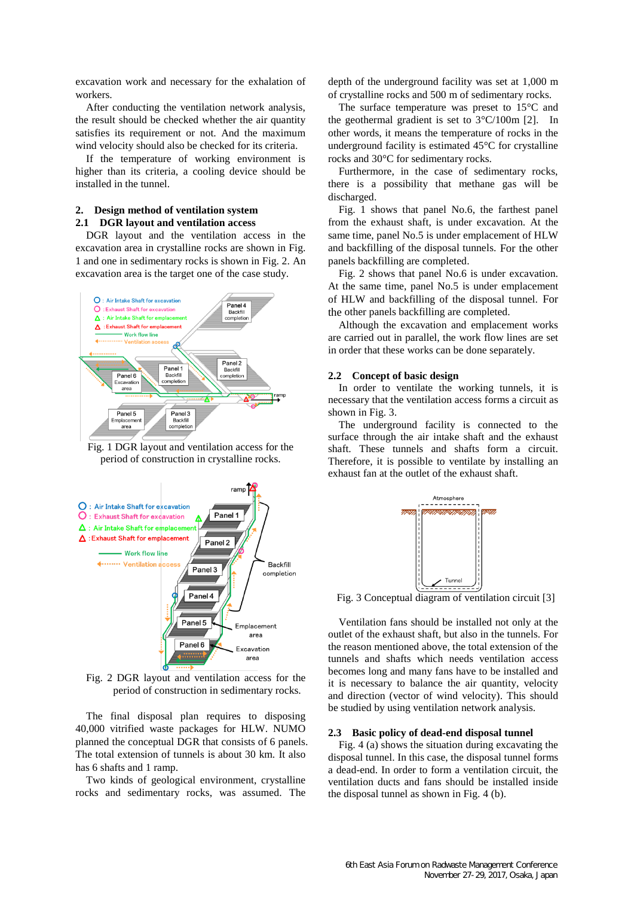excavation work and necessary for the exhalation of workers.

After conducting the ventilation network analysis, the result should be checked whether the air quantity satisfies its requirement or not. And the maximum wind velocity should also be checked for its criteria.

If the temperature of working environment is higher than its criteria, a cooling device should be installed in the tunnel.

## 2. Design method of ventilation system

### 2.1 DGR layout and ventilation access

DGR layout and the ventilation access in the excavation area in crystalline rocks are shown in Fig. 1 and one in sedimentary rocks is shown in Fig. 2. An excavation area is the target one of the case study.

Fig. 1 DGR layout and ventilation access for the period of construction in crystalline rocks.

Fig. 2 DGR layout and ventilation access for the period of construction in sedimentary rocks.

The final disposal plan requires to disposing 40,000 vitrified waste packages for HLW. NUMO planned the conceptual DGR that consists of 6 panels. The total extension of tunnels is about 30 km. It also has 6 shafts and 1 ramp.

Two kinds of geological environment, crystalline rocks and sedimentary rocks, was assumed. The depth of the underground facility was set at 1,000 m of crystalline rocks and 500 m of sedimentary rocks.

The surface temperature was preset to 15°C and the geothermal gradient is set to 3°C/100m [2]. In other words, it means the temperature of rocks in the underground facility is estimated 45°C for crystalline rocks and 30°C for sedimentary rocks.

Furthermore, in the case of sedimentary rocks, there is a possibility that methane gas will be discharged.

Fig. 1 shows that panel No.6, the farthest panel from the exhaust shaft, is under excavation. At the same time, panel No.5 is under emplacement of HLW and backfilling of the disposal tunnels. For the other panels backfilling are completed.

Fig. 2 shows that panel No.6 is under excavation. At the same time, panel No.5 is under emplacement of HLW and backfilling of the disposal tunnel. For the other panels backfilling are completed.

Although the excavation and emplacement works are carried out in parallel, the work flow lines are set in order that these works can be done separately.

### 2.2 Concept of basic design

In order to ventilate the working tunnels, it is necessary that the ventilation access forms a circuit as shown in Fig. 3.

The underground facility is connected to the surface through the air intake shaft and the exhaust shaft. These tunnels and shafts form a circuit. Therefore, it is possible to ventilate by installing an exhaust fan at the outlet of the exhaust shaft.

Fig. 3 Conceptual diagram of ventilation circuit [3]

Ventilation fans should be installed not only at the outlet of the exhaust shaft, but also in the tunnels. For the reason mentioned above, the total extension of the tunnels and shafts which needs ventilation access becomes long and many fans have to be installed and it is necessary to balance the air quantity, velocity and direction (vector of wind velocity). This should be studied by using ventilation network analysis.

### 2.3 Basic policy of dead-end disposal tunnel

Fig. 4 (a) shows the situation during excavating the disposal tunnel. In this case, the disposal tunnel forms a dead-end. In order to form a ventilation circuit, the ventilation ducts and fans should be installed inside the disposal tunnel as shown in Fig. 4 (b).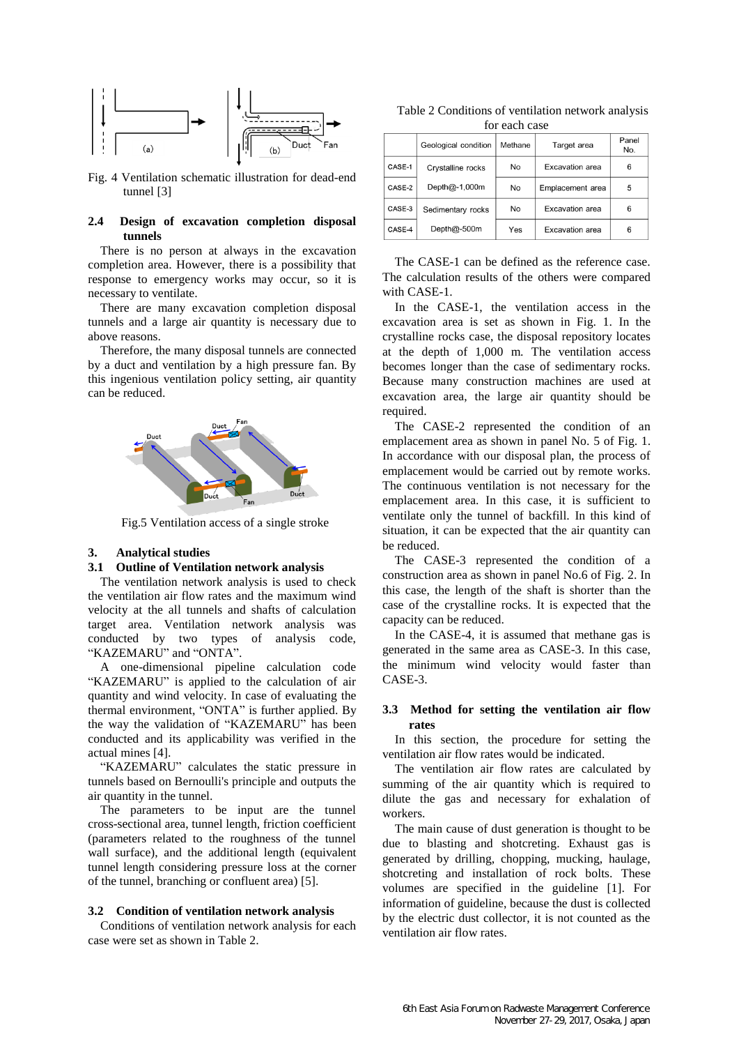Fig. 4 Ventilation schematic illustration for dead-end tunnel [3]

### 2.4 Design of excavation completion disposal tunnels

There is no person at always in the excavation completion area. However, there is a possibility that response to emergency works may occur, so it is necessary to ventilate.

There are many excavation completion disposal tunnels and a large air quantity is necessary due to above reasons.

Therefore, the many disposal tunnels are connected by a duct and ventilation by a high pressure fan. By this ingenious ventilation policy setting, air quantity can be reduced.

Fig.5 Ventilation access of a single stroke

## 3. Analytical studies

### 3.1 Outline of Ventilation network analysis

The ventilation network analysis is used to check the ventilation air flow rates and the maximum wind velocity at the all tunnels and shafts of calculation target area. Ventilation network analysis was conducted by two types of analysis code, “KAZEMARU” and “ONTA”.

A one-dimensional pipeline calculation code “KAZEMARU” is applied to the calculation of air quantity and wind velocity. In case of evaluating the thermal environment, “ONTA” is further applied. By the way the validation of “KAZEMARU” has been conducted and its applicability was verified in the actual mines [4].

“KAZEMARU” calculates the static pressure in tunnels based on Bernoulli's principle and outputs the air quantity in the tunnel.

The parameters to be input are the tunnel cross-sectional area, tunnel length, friction coefficient (parameters related to the roughness of the tunnel wall surface), and the additional length (equivalent tunnel length considering pressure loss at the corner of the tunnel, branching or confluent area) [5].

### 3.2 Condition of ventilation network analysis

Conditions of ventilation network analysis for each case were set as shown in Table 2.

Table 2 Conditions of ventilation network analysis for each case

| | Geological condition | Methane | Target area | Panel No. |
|---|---|---|---|---|
| CASE-1 | Crystalline rocks | No | Excavation area | 6 |
| CASE-2 | Depth@-1,000m | No | Emplacement area | 5 |
| CASE-3 | Sedimentary rocks | No | Excavation area | 6 |
| CASE-4 | Depth@-500m | Yes | Excavation area | 6 |

The CASE-1 can be defined as the reference case. The calculation results of the others were compared with CASE-1.

In the CASE-1, the ventilation access in the excavation area is set as shown in Fig. 1. In the crystalline rocks case, the disposal repository locates at the depth of 1,000 m. The ventilation access becomes longer than the case of sedimentary rocks. Because many construction machines are used at excavation area, the large air quantity should be required.

The CASE-2 represented the condition of an emplacement area as shown in panel No. 5 of Fig. 1. In accordance with our disposal plan, the process of emplacement would be carried out by remote works. The continuous ventilation is not necessary for the emplacement area. In this case, it is sufficient to ventilate only the tunnel of backfill. In this kind of situation, it can be expected that the air quantity can be reduced.

The CASE-3 represented the condition of a construction area as shown in panel No.6 of Fig. 2. In this case, the length of the shaft is shorter than the case of the crystalline rocks. It is expected that the capacity can be reduced.

In the CASE-4, it is assumed that methane gas is generated in the same area as CASE-3. In this case, the minimum wind velocity would faster than CASE-3.

### 3.3 Method for setting the ventilation air flow rates

In this section, the procedure for setting the ventilation air flow rates would be indicated.

The ventilation air flow rates are calculated by summing of the air quantity which is required to dilute the gas and necessary for exhalation of workers.

The main cause of dust generation is thought to be due to blasting and shotcreting. Exhaust gas is generated by drilling, chopping, mucking, haulage, shotcreting and installation of rock bolts. These volumes are specified in the guideline [1]. For information of guideline, because the dust is collected by the electric dust collector, it is not counted as the ventilation air flow rates.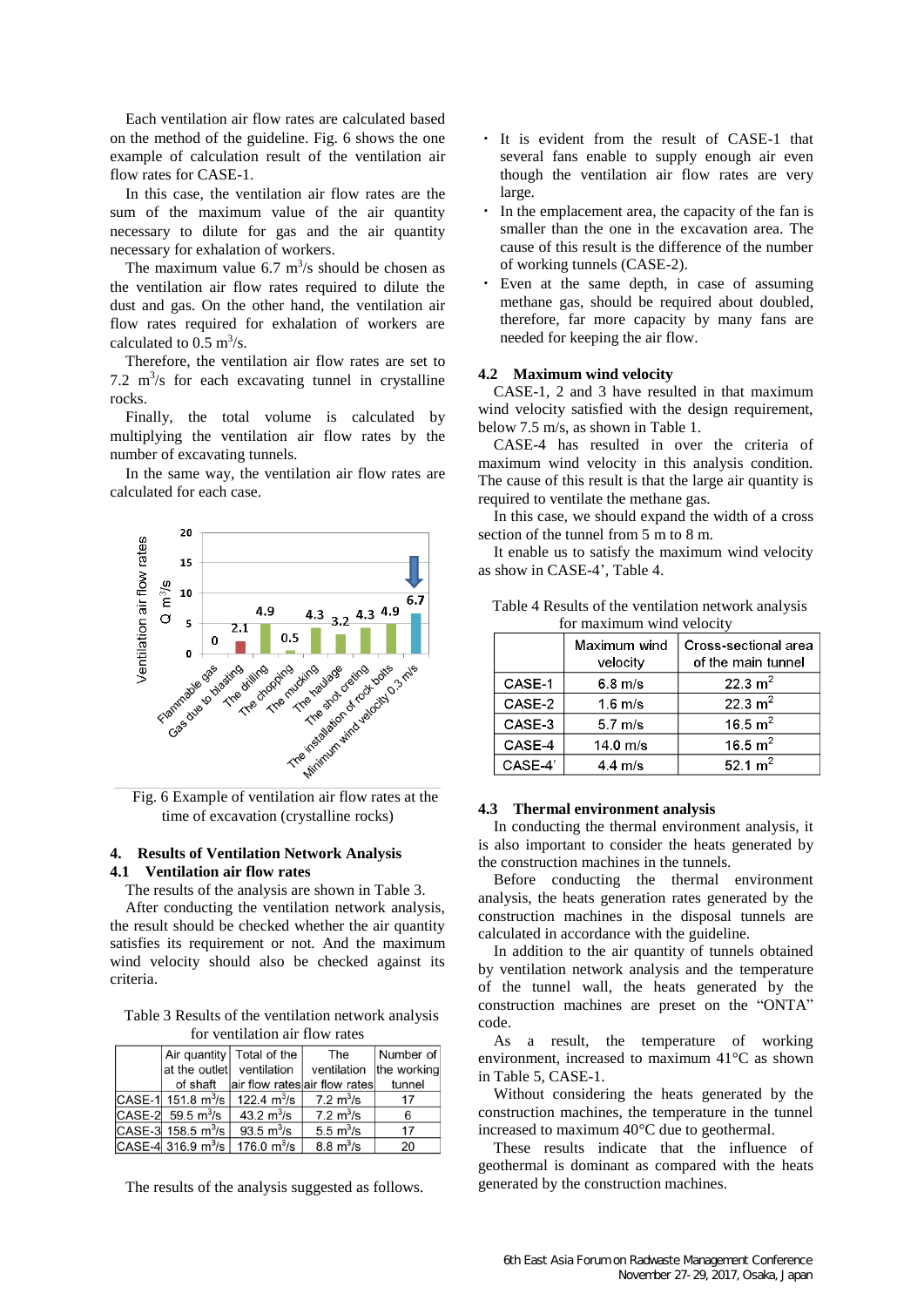Each ventilation air flow rates are calculated based on the method of the guideline. Fig. 6 shows the one example of calculation result of the ventilation air flow rates for CASE-1.

In this case, the ventilation air flow rates are the sum of the maximum value of the air quantity necessary to dilute for gas and the air quantity necessary for exhalation of workers.

The maximum value 6.7 $m^3/s$ should be chosen as the ventilation air flow rates required to dilute the dust and gas. On the other hand, the ventilation air flow rates required for exhalation of workers are calculated to 0.5 $m^3/s$.

Therefore, the ventilation air flow rates are set to 7.2 $m^3/s$ for each excavating tunnel in crystalline rocks.

Finally, the total volume is calculated by multiplying the ventilation air flow rates by the number of excavating tunnels.

In the same way, the ventilation air flow rates are calculated for each case.

Fig. 6 Example of ventilation air flow rates at the time of excavation (crystalline rocks)

## 4. Results of Ventilation Network Analysis

### 4.1 Ventilation air flow rates

The results of the analysis are shown in Table 3.

After conducting the ventilation network analysis, the result should be checked whether the air quantity satisfies its requirement or not. And the maximum wind velocity should also be checked against its criteria.

Table 3 Results of the ventilation network analysis for ventilation air flow rates

| | Air quantity at the outlet of shaft | Total of the ventilation air flow rates | The ventilation air flow rates | Number of the working tunnel |
|---|---|---|---|---|
| CASE-1 | 151.8 $m^3/s$ | 122.4 $m^3/s$ | 7.2 $m^3/s$ | 17 |
| CASE-2 | 59.5 $m^3/s$ | 43.2 $m^3/s$ | 7.2 $m^3/s$ | 6 |
| CASE-3 | 158.5 $m^3/s$ | 93.5 $m^3/s$ | 5.5 $m^3/s$ | 17 |
| CASE-4 | 316.9 $m^3/s$ | 176.0 $m^3/s$ | 8.8 $m^3/s$ | 20 |

The results of the analysis suggested as follows.

- It is evident from the result of CASE-1 that several fans enable to supply enough air even though the ventilation air flow rates are very large.
- In the emplacement area, the capacity of the fan is smaller than the one in the excavation area. The cause of this result is the difference of the number of working tunnels (CASE-2).
- Even at the same depth, in case of assuming methane gas, should be required about doubled, therefore, far more capacity by many fans are needed for keeping the air flow.

### 4.2 Maximum wind velocity

CASE-1, 2 and 3 have resulted in that maximum wind velocity satisfied with the design requirement, below 7.5 m/s, as shown in Table 1.

CASE-4 has resulted in over the criteria of maximum wind velocity in this analysis condition. The cause of this result is that the large air quantity is required to ventilate the methane gas.

In this case, we should expand the width of a cross section of the tunnel from 5 m to 8 m.

It enable us to satisfy the maximum wind velocity as show in CASE-4', Table 4.

Table 4 Results of the ventilation network analysis for maximum wind velocity

| | Maximum wind velocity | Cross-sectional area of the main tunnel |
|---|---|---|
| CASE-1 | 6.8 m/s | 22.3 $m^2$ |
| CASE-2 | 1.6 m/s | 22.3 $m^2$ |
| CASE-3 | 5.7 m/s | 16.5 $m^2$ |
| CASE-4 | 14.0 m/s | 16.5 $m^2$ |
| CASE-4' | 4.4 m/s | 52.1 $m^2$ |

### 4.3 Thermal environment analysis

In conducting the thermal environment analysis, it is also important to consider the heats generated by the construction machines in the tunnels.

Before conducting the thermal environment analysis, the heats generation rates generated by the construction machines in the disposal tunnels are calculated in accordance with the guideline.

In addition to the air quantity of tunnels obtained by ventilation network analysis and the temperature of the tunnel wall, the heats generated by the construction machines are preset on the "ONTA" code.

As a result, the temperature of working environment, increased to maximum 41°C as shown in Table 5, CASE-1.

Without considering the heats generated by the construction machines, the temperature in the tunnel increased to maximum 40°C due to geothermal.

These results indicate that the influence of geothermal is dominant as compared with the heats generated by the construction machines.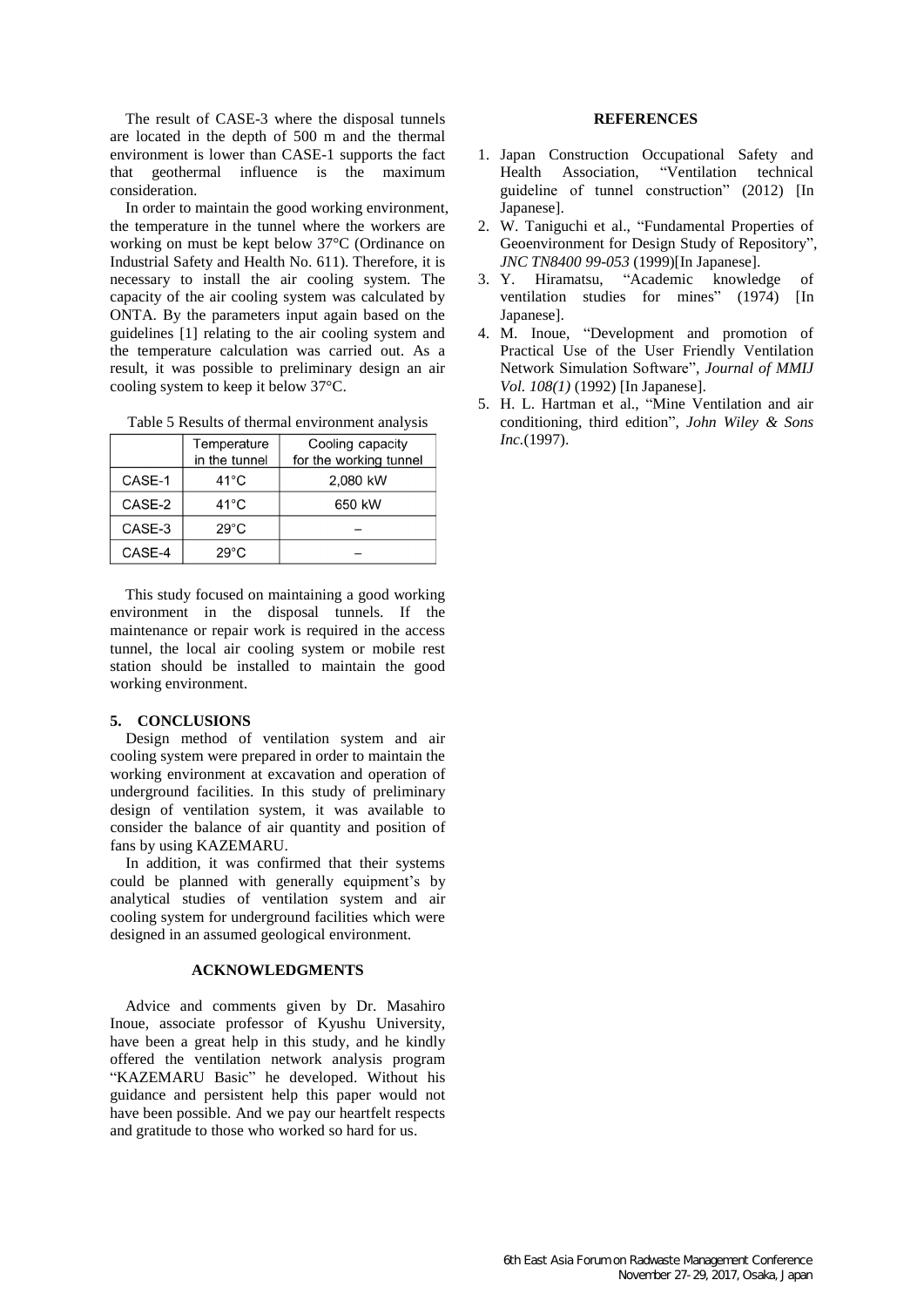The result of CASE-3 where the disposal tunnels are located in the depth of 500 m and the thermal environment is lower than CASE-1 supports the fact that geothermal influence is the maximum consideration.

In order to maintain the good working environment, the temperature in the tunnel where the workers are working on must be kept below 37°C (Ordinance on Industrial Safety and Health No. 611). Therefore, it is necessary to install the air cooling system. The capacity of the air cooling system was calculated by ONTA. By the parameters input again based on the guidelines [1] relating to the air cooling system and the temperature calculation was carried out. As a result, it was possible to preliminary design an air cooling system to keep it below 37°C.

Table 5 Results of thermal environment analysis

| | Temperature in the tunnel | Cooling capacity for the working tunnel |
|---|---|---|
| CASE-1 | 41°C | 2,080 kW |
| CASE-2 | 41°C | 650 kW |
| CASE-3 | 29°C | – |
| CASE-4 | 29°C | – |

This study focused on maintaining a good working environment in the disposal tunnels. If the maintenance or repair work is required in the access tunnel, the local air cooling system or mobile rest station should be installed to maintain the good working environment.

## 5. CONCLUSIONS

Design method of ventilation system and air cooling system were prepared in order to maintain the working environment at excavation and operation of underground facilities. In this study of preliminary design of ventilation system, it was available to consider the balance of air quantity and position of fans by using KAZEMARU.

In addition, it was confirmed that their systems could be planned with generally equipment's by analytical studies of ventilation system and air cooling system for underground facilities which were designed in an assumed geological environment.

## ACKNOWLEDGMENTS

Advice and comments given by Dr. Masahiro Inoue, associate professor of Kyushu University, have been a great help in this study, and he kindly offered the ventilation network analysis program "KAZEMARU Basic" he developed. Without his guidance and persistent help this paper would not have been possible. And we pay our heartfelt respects and gratitude to those who worked so hard for us.

## REFERENCES

1. Japan Construction Occupational Safety and Health Association, "Ventilation technical guideline of tunnel construction" (2012) [In Japanese].
2. W. Taniguchi et al., "Fundamental Properties of Geoenvironment for Design Study of Repository", *JNC TN8400 99-053* (1999)[In Japanese].
3. Y. Hiramatsu, "Academic knowledge of ventilation studies for mines" (1974) [In Japanese].
4. M. Inoue, "Development and promotion of Practical Use of the User Friendly Ventilation Network Simulation Software", *Journal of MMIJ Vol. 108(1)* (1992) [In Japanese].
5. H. L. Hartman et al., "Mine Ventilation and air conditioning, third edition", *John Wiley & Sons Inc.*(1997).